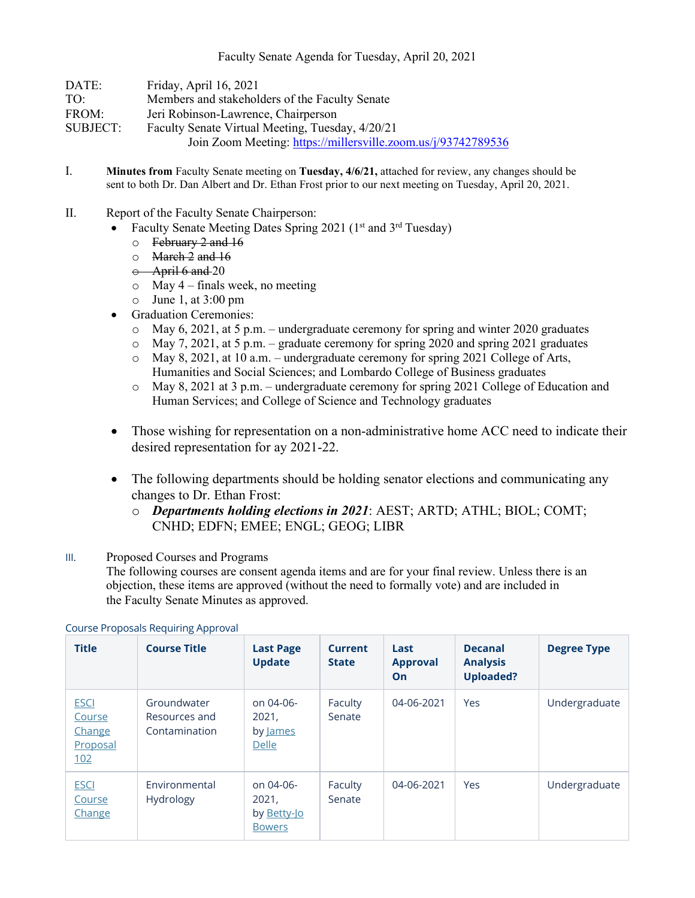Faculty Senate Agenda for Tuesday, April 20, 2021

DATE: Friday, April 16, 2021
TO: Members and stakeholders of the Faculty Senate
FROM: Jeri Robinson-Lawrence, Chairperson
SUBJECT: Faculty Senate Virtual Meeting, Tuesday, 4/20/21
Join Zoom Meeting: https://millersville.zoom.us/j/93742789536

I. **Minutes from** Faculty Senate meeting on **Tuesday, 4/6/21,** attached for review, any changes should be sent to both Dr. Dan Albert and Dr. Ethan Frost prior to our next meeting on Tuesday, April 20, 2021.

II. Report of the Faculty Senate Chairperson:

- Faculty Senate Meeting Dates Spring 2021 (1st and 3rd Tuesday)
  - ~~February 2 and 16~~
  - ~~March 2 and 16~~
  - ~~April 6 and~~ 20
  - May 4 – finals week, no meeting
  - June 1, at 3:00 pm
- Graduation Ceremonies:
  - May 6, 2021, at 5 p.m. – undergraduate ceremony for spring and winter 2020 graduates
  - May 7, 2021, at 5 p.m. – graduate ceremony for spring 2020 and spring 2021 graduates
  - May 8, 2021, at 10 a.m. – undergraduate ceremony for spring 2021 College of Arts, Humanities and Social Sciences; and Lombardo College of Business graduates
  - May 8, 2021 at 3 p.m. – undergraduate ceremony for spring 2021 College of Education and Human Services; and College of Science and Technology graduates

- Those wishing for representation on a non-administrative home ACC need to indicate their desired representation for ay 2021-22.

- The following departments should be holding senator elections and communicating any changes to Dr. Ethan Frost:
  - ***Departments holding elections in 2021***: AEST; ARTD; ATHL; BIOL; COMT; CNHD; EDFN; EMEE; ENGL; GEOG; LIBR

III. Proposed Courses and Programs
The following courses are consent agenda items and are for your final review. Unless there is an objection, these items are approved (without the need to formally vote) and are included in the Faculty Senate Minutes as approved.

Course Proposals Requiring Approval

| Title | Course Title | Last Page Update | Current State | Last Approval On | Decanal Analysis Uploaded? | Degree Type |
|---|---|---|---|---|---|---|
| ESCI Course Change Proposal 102 | Groundwater Resources and Contamination | on 04-06-2021, by James Delle | Faculty Senate | 04-06-2021 | Yes | Undergraduate |
| ESCI Course Change | Environmental Hydrology | on 04-06-2021, by Betty-Jo Bowers | Faculty Senate | 04-06-2021 | Yes | Undergraduate |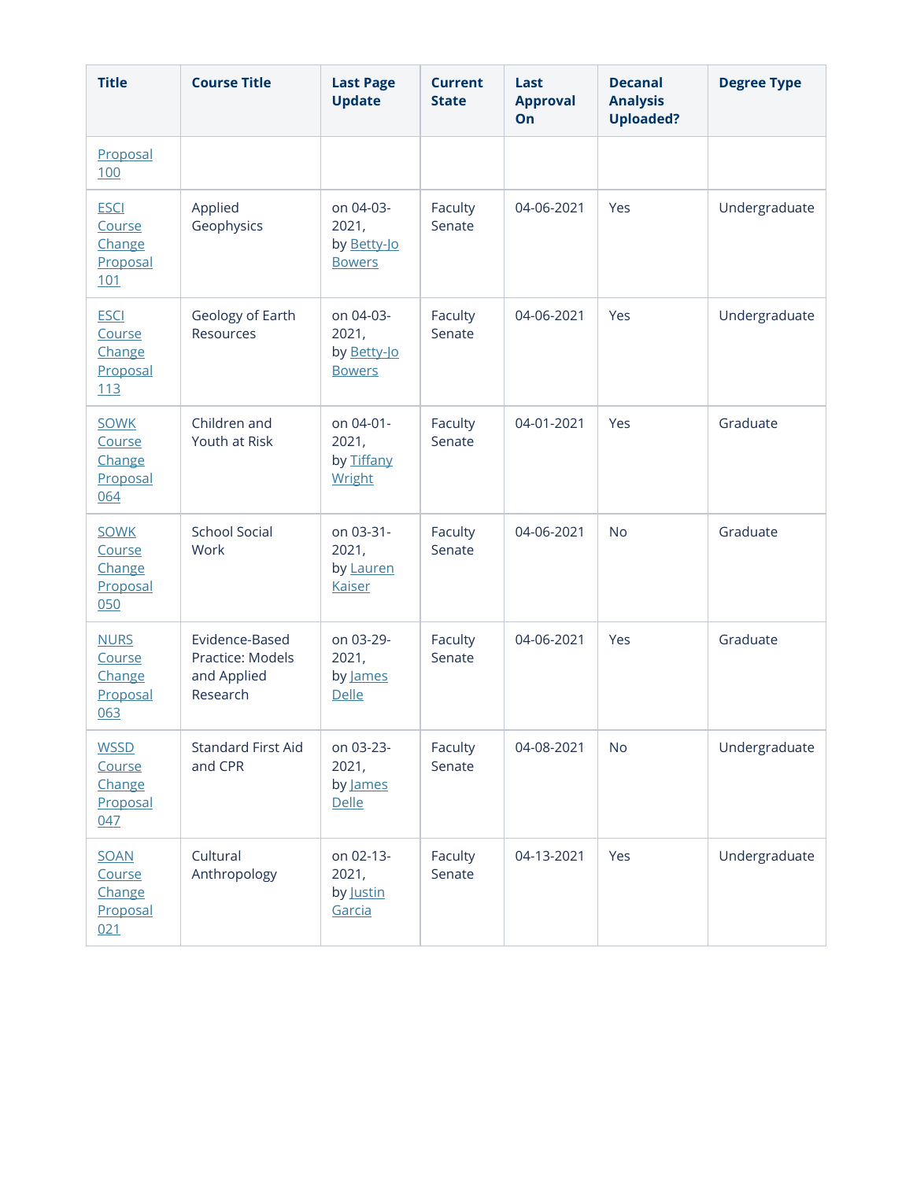| Title | Course Title | Last Page Update | Current State | Last Approval On | Decanal Analysis Uploaded? | Degree Type |
|---|---|---|---|---|---|---|
| Proposal 100 | | | | | | |
| ESCI Course Change Proposal 101 | Applied Geophysics | on 04-03-2021, by Betty-Jo Bowers | Faculty Senate | 04-06-2021 | Yes | Undergraduate |
| ESCI Course Change Proposal 113 | Geology of Earth Resources | on 04-03-2021, by Betty-Jo Bowers | Faculty Senate | 04-06-2021 | Yes | Undergraduate |
| SOWK Course Change Proposal 064 | Children and Youth at Risk | on 04-01-2021, by Tiffany Wright | Faculty Senate | 04-01-2021 | Yes | Graduate |
| SOWK Course Change Proposal 050 | School Social Work | on 03-31-2021, by Lauren Kaiser | Faculty Senate | 04-06-2021 | No | Graduate |
| NURS Course Change Proposal 063 | Evidence-Based Practice: Models and Applied Research | on 03-29-2021, by James Delle | Faculty Senate | 04-06-2021 | Yes | Graduate |
| WSSD Course Change Proposal 047 | Standard First Aid and CPR | on 03-23-2021, by James Delle | Faculty Senate | 04-08-2021 | No | Undergraduate |
| SOAN Course Change Proposal 021 | Cultural Anthropology | on 02-13-2021, by Justin Garcia | Faculty Senate | 04-13-2021 | Yes | Undergraduate |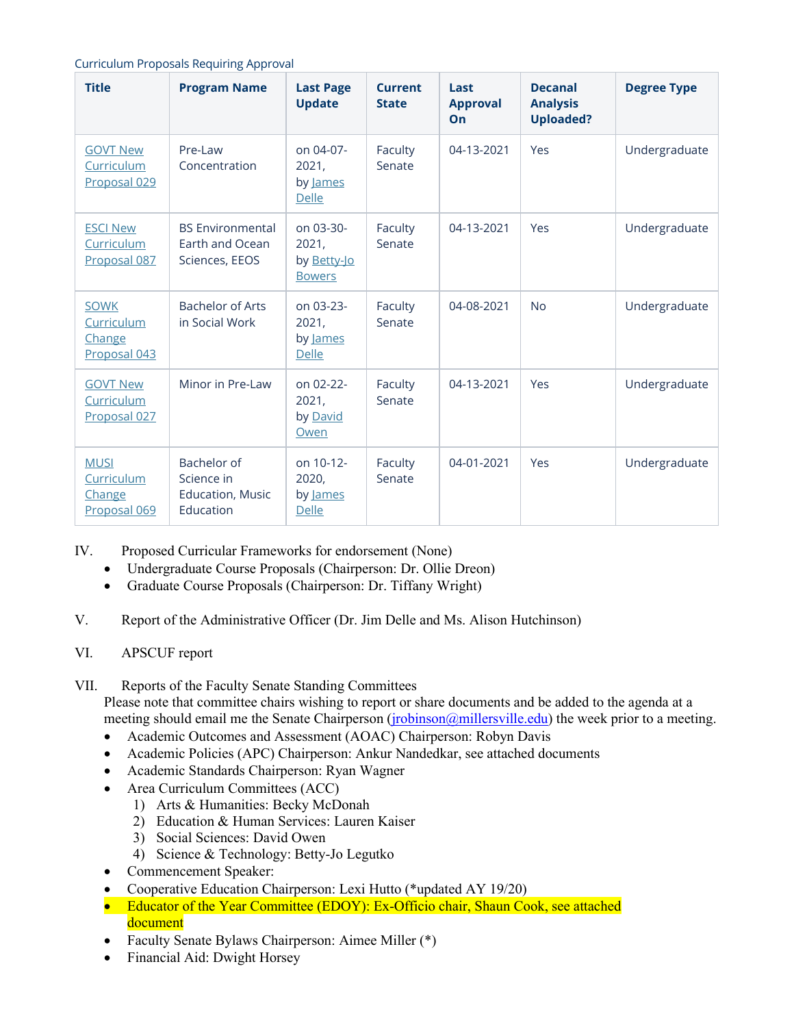Curriculum Proposals Requiring Approval

| Title | Program Name | Last Page Update | Current State | Last Approval On | Decanal Analysis Uploaded? | Degree Type |
|---|---|---|---|---|---|---|
| GOVT New Curriculum Proposal 029 | Pre-Law Concentration | on 04-07-2021, by James Delle | Faculty Senate | 04-13-2021 | Yes | Undergraduate |
| ESCI New Curriculum Proposal 087 | BS Environmental Earth and Ocean Sciences, EEOS | on 03-30-2021, by Betty-Jo Bowers | Faculty Senate | 04-13-2021 | Yes | Undergraduate |
| SOWK Curriculum Change Proposal 043 | Bachelor of Arts in Social Work | on 03-23-2021, by James Delle | Faculty Senate | 04-08-2021 | No | Undergraduate |
| GOVT New Curriculum Proposal 027 | Minor in Pre-Law | on 02-22-2021, by David Owen | Faculty Senate | 04-13-2021 | Yes | Undergraduate |
| MUSI Curriculum Change Proposal 069 | Bachelor of Science in Education, Music Education | on 10-12-2020, by James Delle | Faculty Senate | 04-01-2021 | Yes | Undergraduate |

IV. Proposed Curricular Frameworks for endorsement (None)

- Undergraduate Course Proposals (Chairperson: Dr. Ollie Dreon)
- Graduate Course Proposals (Chairperson: Dr. Tiffany Wright)

V. Report of the Administrative Officer (Dr. Jim Delle and Ms. Alison Hutchinson)

VI. APSCUF report

VII. Reports of the Faculty Senate Standing Committees

Please note that committee chairs wishing to report or share documents and be added to the agenda at a meeting should email me the Senate Chairperson (jrobinson@millersville.edu) the week prior to a meeting.

- Academic Outcomes and Assessment (AOAC) Chairperson: Robyn Davis
- Academic Policies (APC) Chairperson: Ankur Nandedkar, see attached documents
- Academic Standards Chairperson: Ryan Wagner
- Area Curriculum Committees (ACC)
  1) Arts & Humanities: Becky McDonah
  2) Education & Human Services: Lauren Kaiser
  3) Social Sciences: David Owen
  4) Science & Technology: Betty-Jo Legutko
- Commencement Speaker:
- Cooperative Education Chairperson: Lexi Hutto (*updated AY 19/20)
- Educator of the Year Committee (EDOY): Ex-Officio chair, Shaun Cook, see attached document
- Faculty Senate Bylaws Chairperson: Aimee Miller (*)
- Financial Aid: Dwight Horsey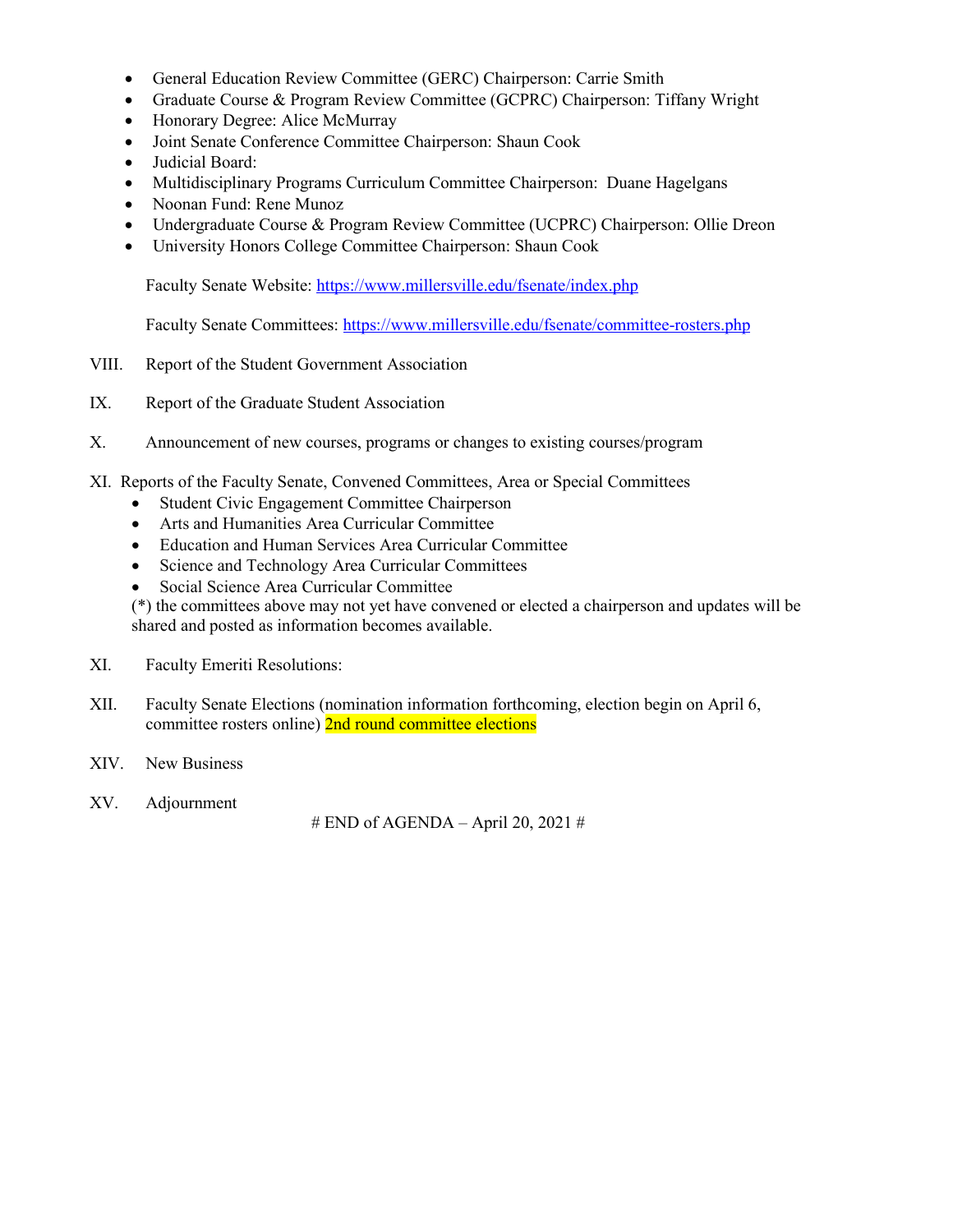- General Education Review Committee (GERC) Chairperson: Carrie Smith
- Graduate Course & Program Review Committee (GCPRC) Chairperson: Tiffany Wright
- Honorary Degree: Alice McMurray
- Joint Senate Conference Committee Chairperson: Shaun Cook
- Judicial Board:
- Multidisciplinary Programs Curriculum Committee Chairperson: Duane Hagelgans
- Noonan Fund: Rene Munoz
- Undergraduate Course & Program Review Committee (UCPRC) Chairperson: Ollie Dreon
- University Honors College Committee Chairperson: Shaun Cook

Faculty Senate Website: https://www.millersville.edu/fsenate/index.php

Faculty Senate Committees: https://www.millersville.edu/fsenate/committee-rosters.php

VIII. Report of the Student Government Association

IX. Report of the Graduate Student Association

X. Announcement of new courses, programs or changes to existing courses/program

XI. Reports of the Faculty Senate, Convened Committees, Area or Special Committees

- Student Civic Engagement Committee Chairperson
- Arts and Humanities Area Curricular Committee
- Education and Human Services Area Curricular Committee
- Science and Technology Area Curricular Committees
- Social Science Area Curricular Committee

(*) the committees above may not yet have convened or elected a chairperson and updates will be shared and posted as information becomes available.

XI. Faculty Emeriti Resolutions:

XII. Faculty Senate Elections (nomination information forthcoming, election begin on April 6, committee rosters online) 2nd round committee elections

XIV. New Business

XV. Adjournment

# END of AGENDA – April 20, 2021 #